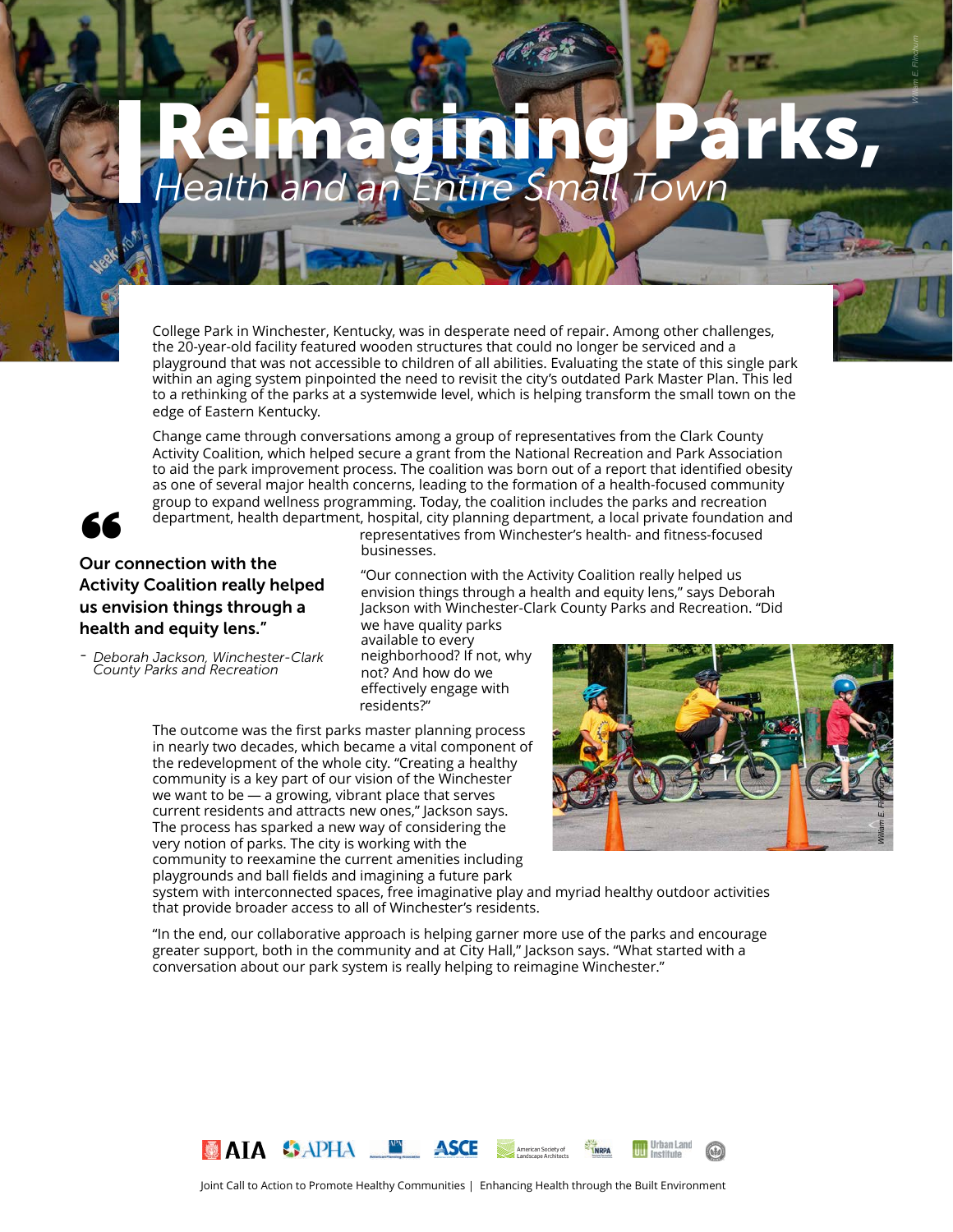# Reimagining Parks,

## *Health and an Entire Small Town*

College Park in Winchester, Kentucky, was in desperate need of repair. Among other challenges, the 20-year-old facility featured wooden structures that could no longer be serviced and a playground that was not accessible to children of all abilities. Evaluating the state of this single park within an aging system pinpointed the need to revisit the city's outdated Park Master Plan. This led to a rethinking of the parks at a systemwide level, which is helping transform the small town on the edge of Eastern Kentucky.

Change came through conversations among a group of representatives from the Clark County Activity Coalition, which helped secure a grant from the National Recreation and Park Association to aid the park improvement process. The coalition was born out of a report that identified obesity as one of several major health concerns, leading to the formation of a health-focused community group to expand wellness programming. Today, the coalition includes the parks and recreation department, health department, hospital, city planning department, a local private foundation and representatives from Winchester's health- and fitness-focused businesses.

> **"Our connection with the Activity Coalition really helped us envision things through a health and equity lens."**
>
> - *Deborah Jackson, Winchester-Clark County Parks and Recreation*

"Our connection with the Activity Coalition really helped us envision things through a health and equity lens," says Deborah Jackson with Winchester-Clark County Parks and Recreation. "Did we have quality parks available to every neighborhood? If not, why not? And how do we effectively engage with residents?"

The outcome was the first parks master planning process in nearly two decades, which became a vital component of the redevelopment of the whole city. "Creating a healthy community is a key part of our vision of the Winchester we want to be — a growing, vibrant place that serves current residents and attracts new ones," Jackson says. The process has sparked a new way of considering the very notion of parks. The city is working with the community to reexamine the current amenities including playgrounds and ball fields and imagining a future park system with interconnected spaces, free imaginative play and myriad healthy outdoor activities that provide broader access to all of Winchester's residents.

"In the end, our collaborative approach is helping garner more use of the parks and encourage greater support, both in the community and at City Hall," Jackson says. "What started with a conversation about our park system is really helping to reimagine Winchester."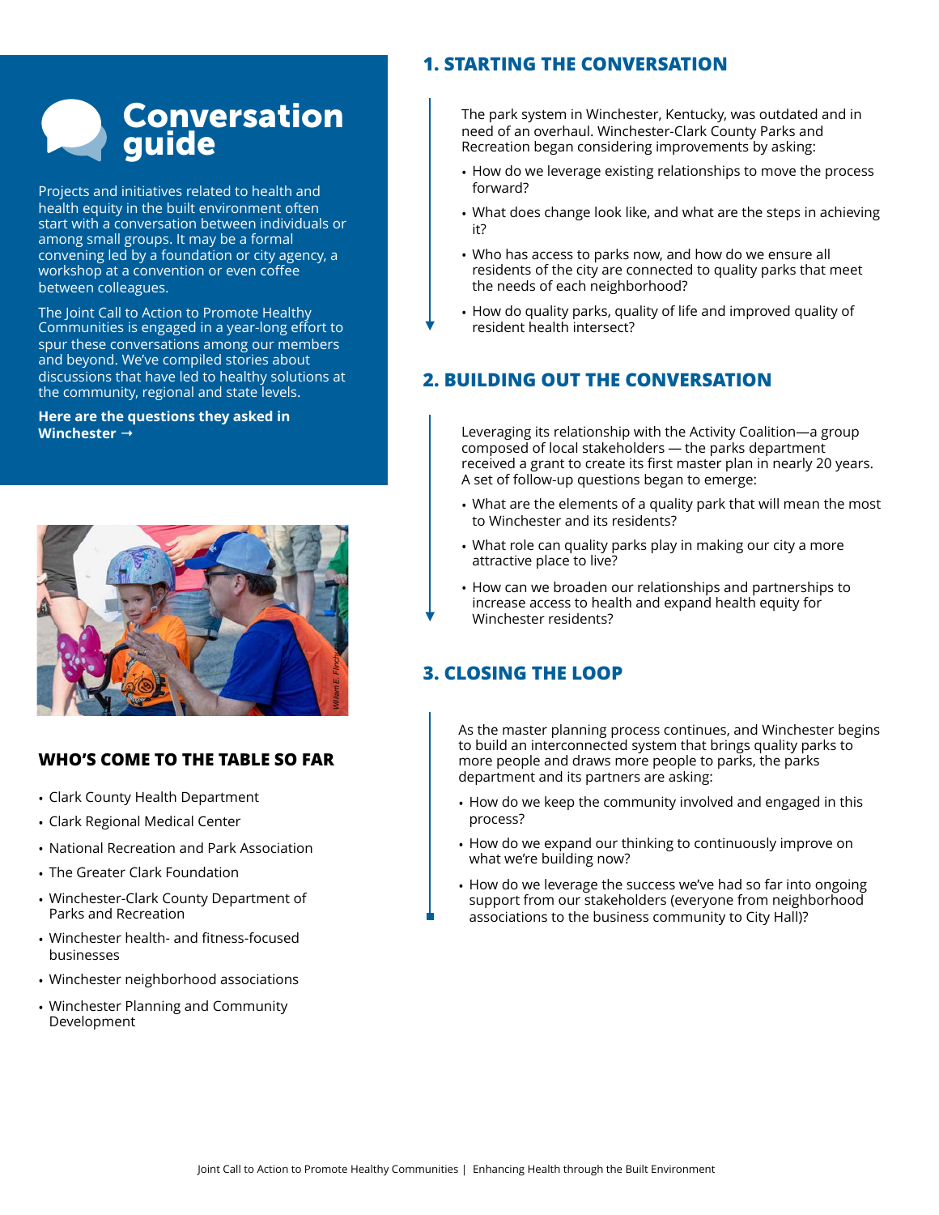# Conversation guide

Projects and initiatives related to health and health equity in the built environment often start with a conversation between individuals or among small groups. It may be a formal convening led by a foundation or city agency, a workshop at a convention or even coffee between colleagues.

The Joint Call to Action to Promote Healthy Communities is engaged in a year-long effort to spur these conversations among our members and beyond. We've compiled stories about discussions that have led to healthy solutions at the community, regional and state levels.

**Here are the questions they asked in Winchester →**

William E. Flinchum

### WHO'S COME TO THE TABLE SO FAR

- Clark County Health Department
- Clark Regional Medical Center
- National Recreation and Park Association
- The Greater Clark Foundation
- Winchester-Clark County Department of Parks and Recreation
- Winchester health- and fitness-focused businesses
- Winchester neighborhood associations
- Winchester Planning and Community Development

## 1. STARTING THE CONVERSATION

The park system in Winchester, Kentucky, was outdated and in need of an overhaul. Winchester-Clark County Parks and Recreation began considering improvements by asking:

- How do we leverage existing relationships to move the process forward?
- What does change look like, and what are the steps in achieving it?
- Who has access to parks now, and how do we ensure all residents of the city are connected to quality parks that meet the needs of each neighborhood?
- How do quality parks, quality of life and improved quality of resident health intersect?

## 2. BUILDING OUT THE CONVERSATION

Leveraging its relationship with the Activity Coalition—a group composed of local stakeholders — the parks department received a grant to create its first master plan in nearly 20 years. A set of follow-up questions began to emerge:

- What are the elements of a quality park that will mean the most to Winchester and its residents?
- What role can quality parks play in making our city a more attractive place to live?
- How can we broaden our relationships and partnerships to increase access to health and expand health equity for Winchester residents?

## 3. CLOSING THE LOOP

As the master planning process continues, and Winchester begins to build an interconnected system that brings quality parks to more people and draws more people to parks, the parks department and its partners are asking:

- How do we keep the community involved and engaged in this process?
- How do we expand our thinking to continuously improve on what we're building now?
- How do we leverage the success we've had so far into ongoing support from our stakeholders (everyone from neighborhood associations to the business community to City Hall)?